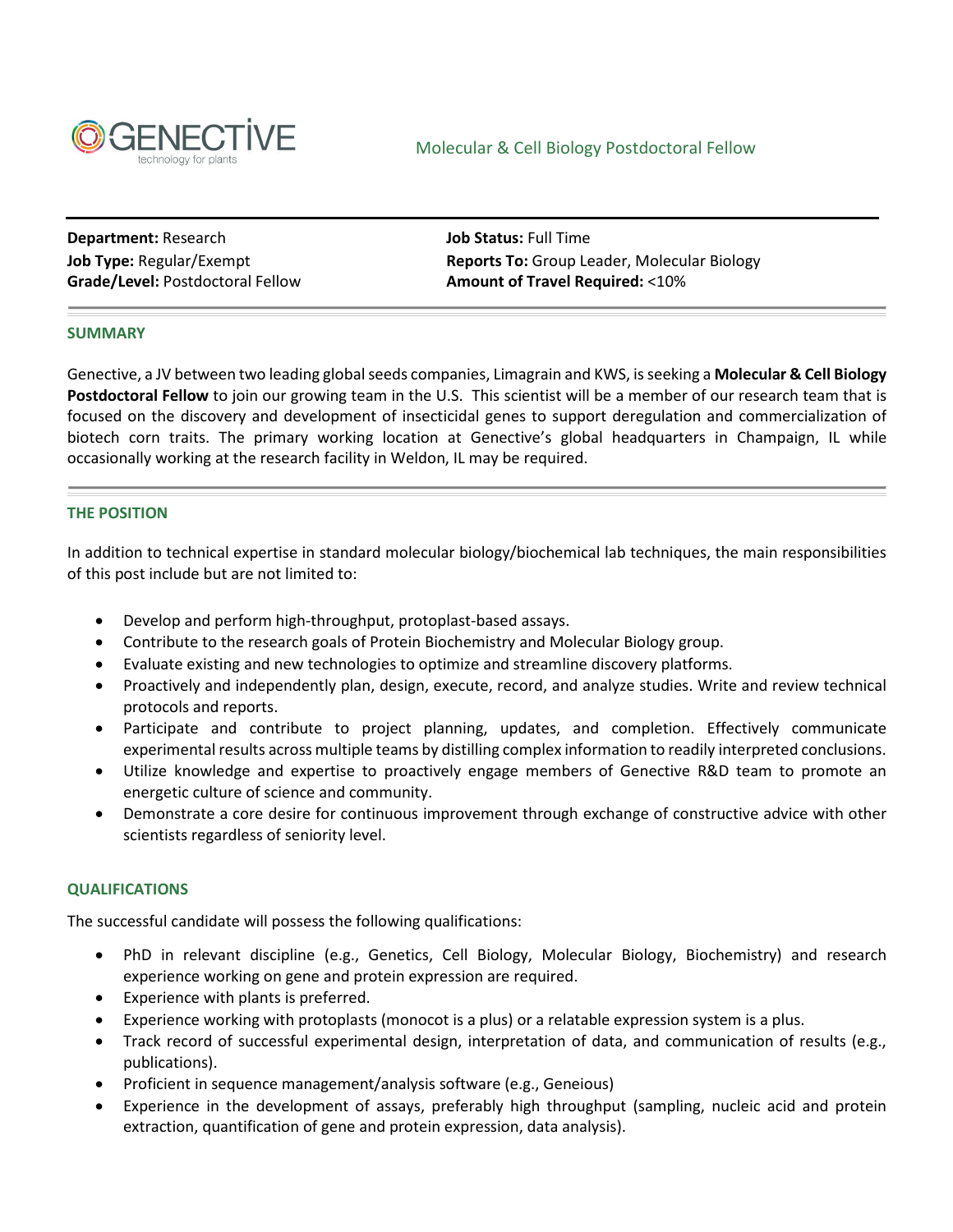GENECTIVE
technology for plants

# Molecular & Cell Biology Postdoctoral Fellow

**Department:** Research
**Job Type:** Regular/Exempt
**Grade/Level:** Postdoctoral Fellow
**Job Status:** Full Time
**Reports To:** Group Leader, Molecular Biology
**Amount of Travel Required:** <10%

## SUMMARY

Genective, a JV between two leading global seeds companies, Limagrain and KWS, is seeking a **Molecular & Cell Biology Postdoctoral Fellow** to join our growing team in the U.S. This scientist will be a member of our research team that is focused on the discovery and development of insecticidal genes to support deregulation and commercialization of biotech corn traits. The primary working location at Genective's global headquarters in Champaign, IL while occasionally working at the research facility in Weldon, IL may be required.

## THE POSITION

In addition to technical expertise in standard molecular biology/biochemical lab techniques, the main responsibilities of this post include but are not limited to:

- Develop and perform high-throughput, protoplast-based assays.
- Contribute to the research goals of Protein Biochemistry and Molecular Biology group.
- Evaluate existing and new technologies to optimize and streamline discovery platforms.
- Proactively and independently plan, design, execute, record, and analyze studies. Write and review technical protocols and reports.
- Participate and contribute to project planning, updates, and completion. Effectively communicate experimental results across multiple teams by distilling complex information to readily interpreted conclusions.
- Utilize knowledge and expertise to proactively engage members of Genective R&D team to promote an energetic culture of science and community.
- Demonstrate a core desire for continuous improvement through exchange of constructive advice with other scientists regardless of seniority level.

## QUALIFICATIONS

The successful candidate will possess the following qualifications:

- PhD in relevant discipline (e.g., Genetics, Cell Biology, Molecular Biology, Biochemistry) and research experience working on gene and protein expression are required.
- Experience with plants is preferred.
- Experience working with protoplasts (monocot is a plus) or a relatable expression system is a plus.
- Track record of successful experimental design, interpretation of data, and communication of results (e.g., publications).
- Proficient in sequence management/analysis software (e.g., Geneious)
- Experience in the development of assays, preferably high throughput (sampling, nucleic acid and protein extraction, quantification of gene and protein expression, data analysis).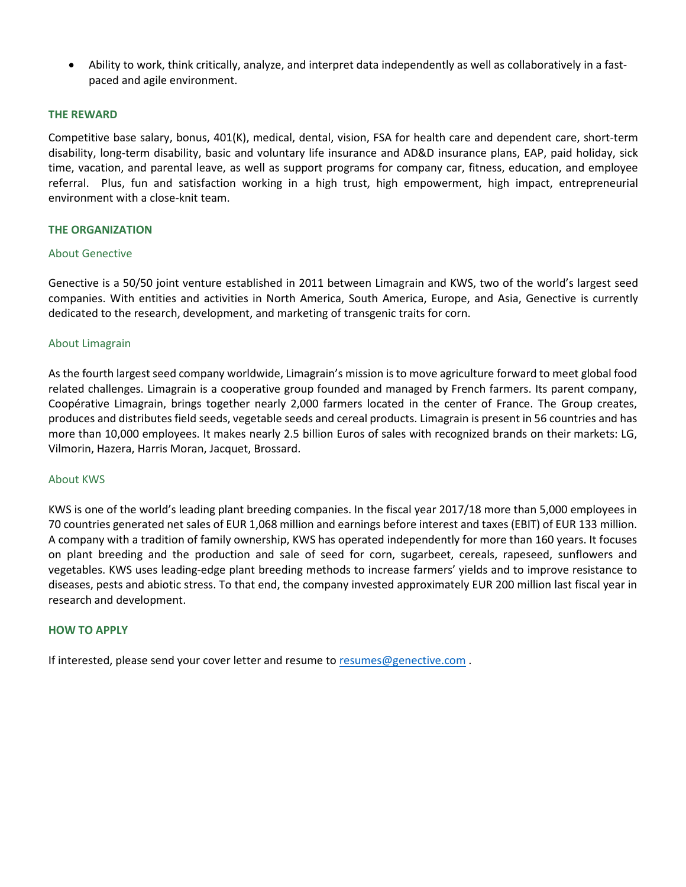- Ability to work, think critically, analyze, and interpret data independently as well as collaboratively in a fast-paced and agile environment.

## THE REWARD

Competitive base salary, bonus, 401(K), medical, dental, vision, FSA for health care and dependent care, short-term disability, long-term disability, basic and voluntary life insurance and AD&D insurance plans, EAP, paid holiday, sick time, vacation, and parental leave, as well as support programs for company car, fitness, education, and employee referral. Plus, fun and satisfaction working in a high trust, high empowerment, high impact, entrepreneurial environment with a close-knit team.

## THE ORGANIZATION

### About Genective

Genective is a 50/50 joint venture established in 2011 between Limagrain and KWS, two of the world's largest seed companies. With entities and activities in North America, South America, Europe, and Asia, Genective is currently dedicated to the research, development, and marketing of transgenic traits for corn.

### About Limagrain

As the fourth largest seed company worldwide, Limagrain's mission is to move agriculture forward to meet global food related challenges. Limagrain is a cooperative group founded and managed by French farmers. Its parent company, Coopérative Limagrain, brings together nearly 2,000 farmers located in the center of France. The Group creates, produces and distributes field seeds, vegetable seeds and cereal products. Limagrain is present in 56 countries and has more than 10,000 employees. It makes nearly 2.5 billion Euros of sales with recognized brands on their markets: LG, Vilmorin, Hazera, Harris Moran, Jacquet, Brossard.

### About KWS

KWS is one of the world's leading plant breeding companies. In the fiscal year 2017/18 more than 5,000 employees in 70 countries generated net sales of EUR 1,068 million and earnings before interest and taxes (EBIT) of EUR 133 million. A company with a tradition of family ownership, KWS has operated independently for more than 160 years. It focuses on plant breeding and the production and sale of seed for corn, sugarbeet, cereals, rapeseed, sunflowers and vegetables. KWS uses leading-edge plant breeding methods to increase farmers' yields and to improve resistance to diseases, pests and abiotic stress. To that end, the company invested approximately EUR 200 million last fiscal year in research and development.

## HOW TO APPLY

If interested, please send your cover letter and resume to [resumes@genective.com](mailto:resumes@genective.com) .